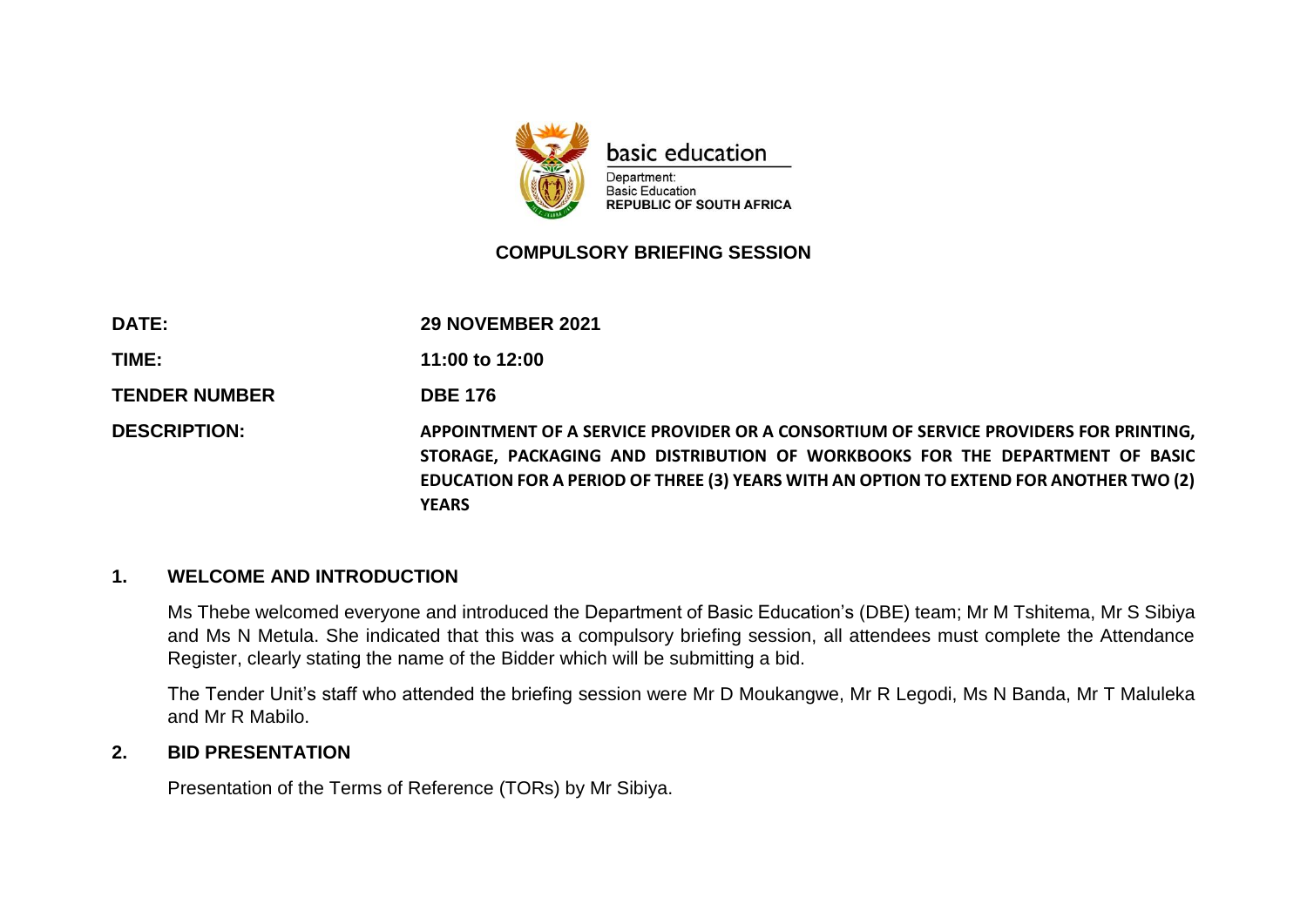basic education

Department:
Basic Education
**REPUBLIC OF SOUTH AFRICA**

## COMPULSORY BRIEFING SESSION

| | |
|---|---|
| **DATE:** | **29 NOVEMBER 2021** |
| **TIME:** | **11:00 to 12:00** |
| **TENDER NUMBER** | **DBE 176** |
| **DESCRIPTION:** | **APPOINTMENT OF A SERVICE PROVIDER OR A CONSORTIUM OF SERVICE PROVIDERS FOR PRINTING, STORAGE, PACKAGING AND DISTRIBUTION OF WORKBOOKS FOR THE DEPARTMENT OF BASIC EDUCATION FOR A PERIOD OF THREE (3) YEARS WITH AN OPTION TO EXTEND FOR ANOTHER TWO (2) YEARS** |

### 1. WELCOME AND INTRODUCTION

Ms Thebe welcomed everyone and introduced the Department of Basic Education's (DBE) team; Mr M Tshitema, Mr S Sibiya and Ms N Metula. She indicated that this was a compulsory briefing session, all attendees must complete the Attendance Register, clearly stating the name of the Bidder which will be submitting a bid.

The Tender Unit's staff who attended the briefing session were Mr D Moukangwe, Mr R Legodi, Ms N Banda, Mr T Maluleka and Mr R Mabilo.

### 2. BID PRESENTATION

Presentation of the Terms of Reference (TORs) by Mr Sibiya.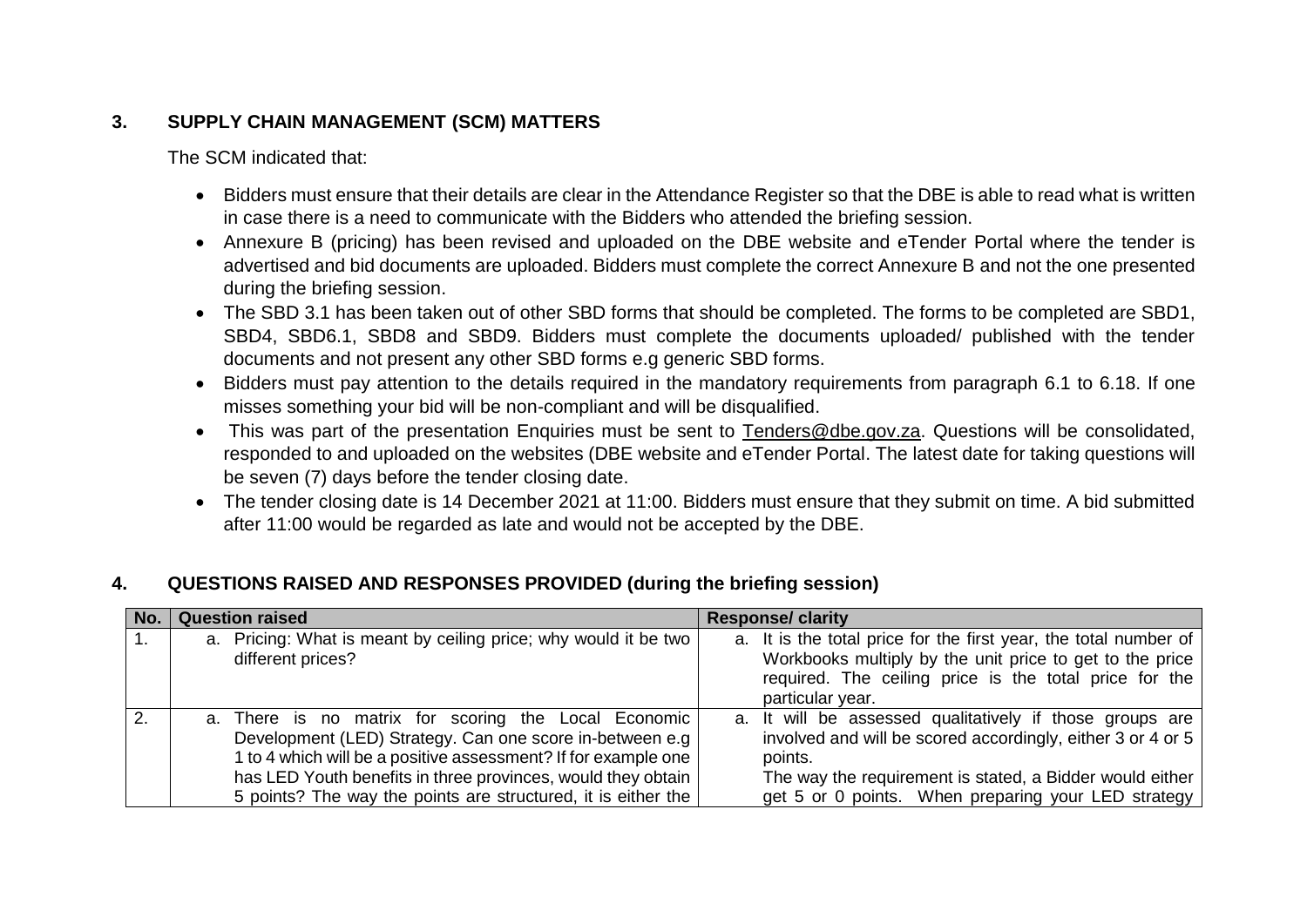## 3. SUPPLY CHAIN MANAGEMENT (SCM) MATTERS

The SCM indicated that:

- Bidders must ensure that their details are clear in the Attendance Register so that the DBE is able to read what is written in case there is a need to communicate with the Bidders who attended the briefing session.
- Annexure B (pricing) has been revised and uploaded on the DBE website and eTender Portal where the tender is advertised and bid documents are uploaded. Bidders must complete the correct Annexure B and not the one presented during the briefing session.
- The SBD 3.1 has been taken out of other SBD forms that should be completed. The forms to be completed are SBD1, SBD4, SBD6.1, SBD8 and SBD9. Bidders must complete the documents uploaded/ published with the tender documents and not present any other SBD forms e.g generic SBD forms.
- Bidders must pay attention to the details required in the mandatory requirements from paragraph 6.1 to 6.18. If one misses something your bid will be non-compliant and will be disqualified.
- This was part of the presentation Enquiries must be sent to Tenders@dbe.gov.za. Questions will be consolidated, responded to and uploaded on the websites (DBE website and eTender Portal. The latest date for taking questions will be seven (7) days before the tender closing date.
- The tender closing date is 14 December 2021 at 11:00. Bidders must ensure that they submit on time. A bid submitted after 11:00 would be regarded as late and would not be accepted by the DBE.

## 4. QUESTIONS RAISED AND RESPONSES PROVIDED (during the briefing session)

| No. | Question raised | Response/ clarity |
|---|---|---|
| 1. | a. Pricing: What is meant by ceiling price; why would it be two different prices? | a. It is the total price for the first year, the total number of Workbooks multiply by the unit price to get to the price required. The ceiling price is the total price for the particular year. |
| 2. | a. There is no matrix for scoring the Local Economic Development (LED) Strategy. Can one score in-between e.g 1 to 4 which will be a positive assessment? If for example one has LED Youth benefits in three provinces, would they obtain 5 points? The way the points are structured, it is either the | a. It will be assessed qualitatively if those groups are involved and will be scored accordingly, either 3 or 4 or 5 points.<br>The way the requirement is stated, a Bidder would either get 5 or 0 points. When preparing your LED strategy |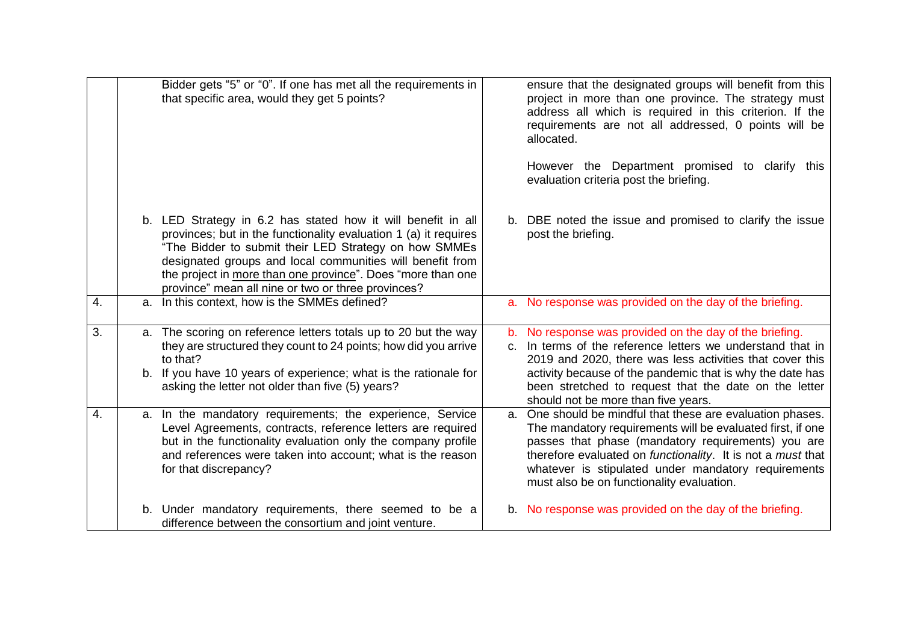| | | |
|---|---|---|
| | Bidder gets "5" or "0". If one has met all the requirements in that specific area, would they get 5 points? | ensure that the designated groups will benefit from this project in more than one province. The strategy must address all which is required in this criterion. If the requirements are not all addressed, 0 points will be allocated.<br><br>However the Department promised to clarify this evaluation criteria post the briefing. |
| | b. LED Strategy in 6.2 has stated how it will benefit in all provinces; but in the functionality evaluation 1 (a) it requires "The Bidder to submit their LED Strategy on how SMMEs designated groups and local communities will benefit from the project in <u>more than one province</u>". Does "more than one province" mean all nine or two or three provinces? | b. DBE noted the issue and promised to clarify the issue post the briefing. |
| 4. | a. In this context, how is the SMMEs defined? | a. No response was provided on the day of the briefing. |
| 3. | a. The scoring on reference letters totals up to 20 but the way they are structured they count to 24 points; how did you arrive to that?<br>b. If you have 10 years of experience; what is the rationale for asking the letter not older than five (5) years? | b. No response was provided on the day of the briefing.<br>c. In terms of the reference letters we understand that in 2019 and 2020, there was less activities that cover this activity because of the pandemic that is why the date has been stretched to request that the date on the letter should not be more than five years. |
| 4. | a. In the mandatory requirements; the experience, Service Level Agreements, contracts, reference letters are required but in the functionality evaluation only the company profile and references were taken into account; what is the reason for that discrepancy?<br><br>b. Under mandatory requirements, there seemed to be a difference between the consortium and joint venture. | a. One should be mindful that these are evaluation phases. The mandatory requirements will be evaluated first, if one passes that phase (mandatory requirements) you are therefore evaluated on *functionality*. It is not a *must* that whatever is stipulated under mandatory requirements must also be on functionality evaluation.<br><br>b. No response was provided on the day of the briefing. |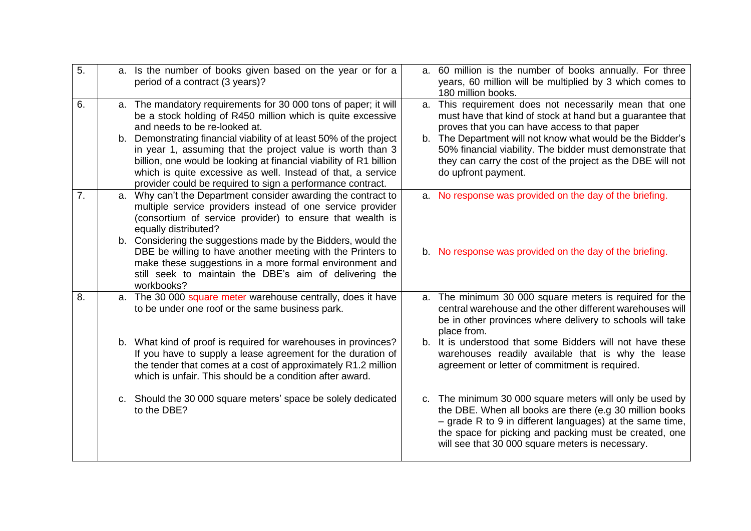| | | |
|---|---|---|
| 5. | a. Is the number of books given based on the year or for a period of a contract (3 years)? | a. 60 million is the number of books annually. For three years, 60 million will be multiplied by 3 which comes to 180 million books. |
| 6. | a. The mandatory requirements for 30 000 tons of paper; it will be a stock holding of R450 million which is quite excessive and needs to be re-looked at.<br><br>b. Demonstrating financial viability of at least 50% of the project in year 1, assuming that the project value is worth than 3 billion, one would be looking at financial viability of R1 billion which is quite excessive as well. Instead of that, a service provider could be required to sign a performance contract. | a. This requirement does not necessarily mean that one must have that kind of stock at hand but a guarantee that proves that you can have access to that paper<br><br>b. The Department will not know what would be the Bidder's 50% financial viability. The bidder must demonstrate that they can carry the cost of the project as the DBE will not do upfront payment. |
| 7. | a. Why can't the Department consider awarding the contract to multiple service providers instead of one service provider (consortium of service provider) to ensure that wealth is equally distributed?<br><br>b. Considering the suggestions made by the Bidders, would the DBE be willing to have another meeting with the Printers to make these suggestions in a more formal environment and still seek to maintain the DBE's aim of delivering the workbooks? | a. No response was provided on the day of the briefing.<br><br>b. No response was provided on the day of the briefing. |
| 8. | a. The 30 000 square meter warehouse centrally, does it have to be under one roof or the same business park.<br><br>b. What kind of proof is required for warehouses in provinces? If you have to supply a lease agreement for the duration of the tender that comes at a cost of approximately R1.2 million which is unfair. This should be a condition after award.<br><br>c. Should the 30 000 square meters' space be solely dedicated to the DBE? | a. The minimum 30 000 square meters is required for the central warehouse and the other different warehouses will be in other provinces where delivery to schools will take place from.<br><br>b. It is understood that some Bidders will not have these warehouses readily available that is why the lease agreement or letter of commitment is required.<br><br>c. The minimum 30 000 square meters will only be used by the DBE. When all books are there (e.g 30 million books – grade R to 9 in different languages) at the same time, the space for picking and packing must be created, one will see that 30 000 square meters is necessary. |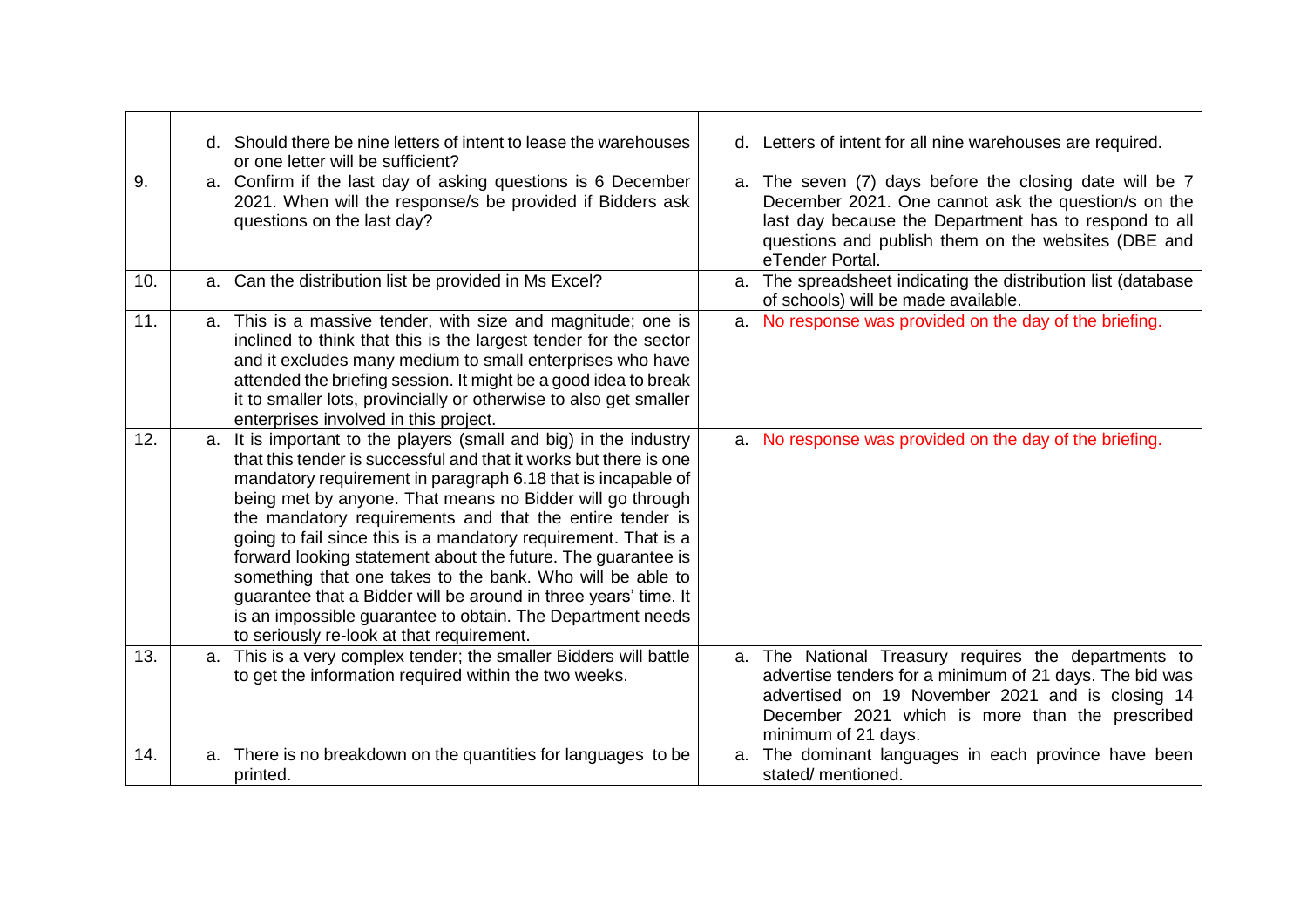| | | |
|---|---|---|
| | d. Should there be nine letters of intent to lease the warehouses or one letter will be sufficient? | d. Letters of intent for all nine warehouses are required. |
| 9. | a. Confirm if the last day of asking questions is 6 December 2021. When will the response/s be provided if Bidders ask questions on the last day? | a. The seven (7) days before the closing date will be 7 December 2021. One cannot ask the question/s on the last day because the Department has to respond to all questions and publish them on the websites (DBE and eTender Portal. |
| 10. | a. Can the distribution list be provided in Ms Excel? | a. The spreadsheet indicating the distribution list (database of schools) will be made available. |
| 11. | a. This is a massive tender, with size and magnitude; one is inclined to think that this is the largest tender for the sector and it excludes many medium to small enterprises who have attended the briefing session. It might be a good idea to break it to smaller lots, provincially or otherwise to also get smaller enterprises involved in this project. | a. No response was provided on the day of the briefing. |
| 12. | a. It is important to the players (small and big) in the industry that this tender is successful and that it works but there is one mandatory requirement in paragraph 6.18 that is incapable of being met by anyone. That means no Bidder will go through the mandatory requirements and that the entire tender is going to fail since this is a mandatory requirement. That is a forward looking statement about the future. The guarantee is something that one takes to the bank. Who will be able to guarantee that a Bidder will be around in three years' time. It is an impossible guarantee to obtain. The Department needs to seriously re-look at that requirement. | a. No response was provided on the day of the briefing. |
| 13. | a. This is a very complex tender; the smaller Bidders will battle to get the information required within the two weeks. | a. The National Treasury requires the departments to advertise tenders for a minimum of 21 days. The bid was advertised on 19 November 2021 and is closing 14 December 2021 which is more than the prescribed minimum of 21 days. |
| 14. | a. There is no breakdown on the quantities for languages to be printed. | a. The dominant languages in each province have been stated/ mentioned. |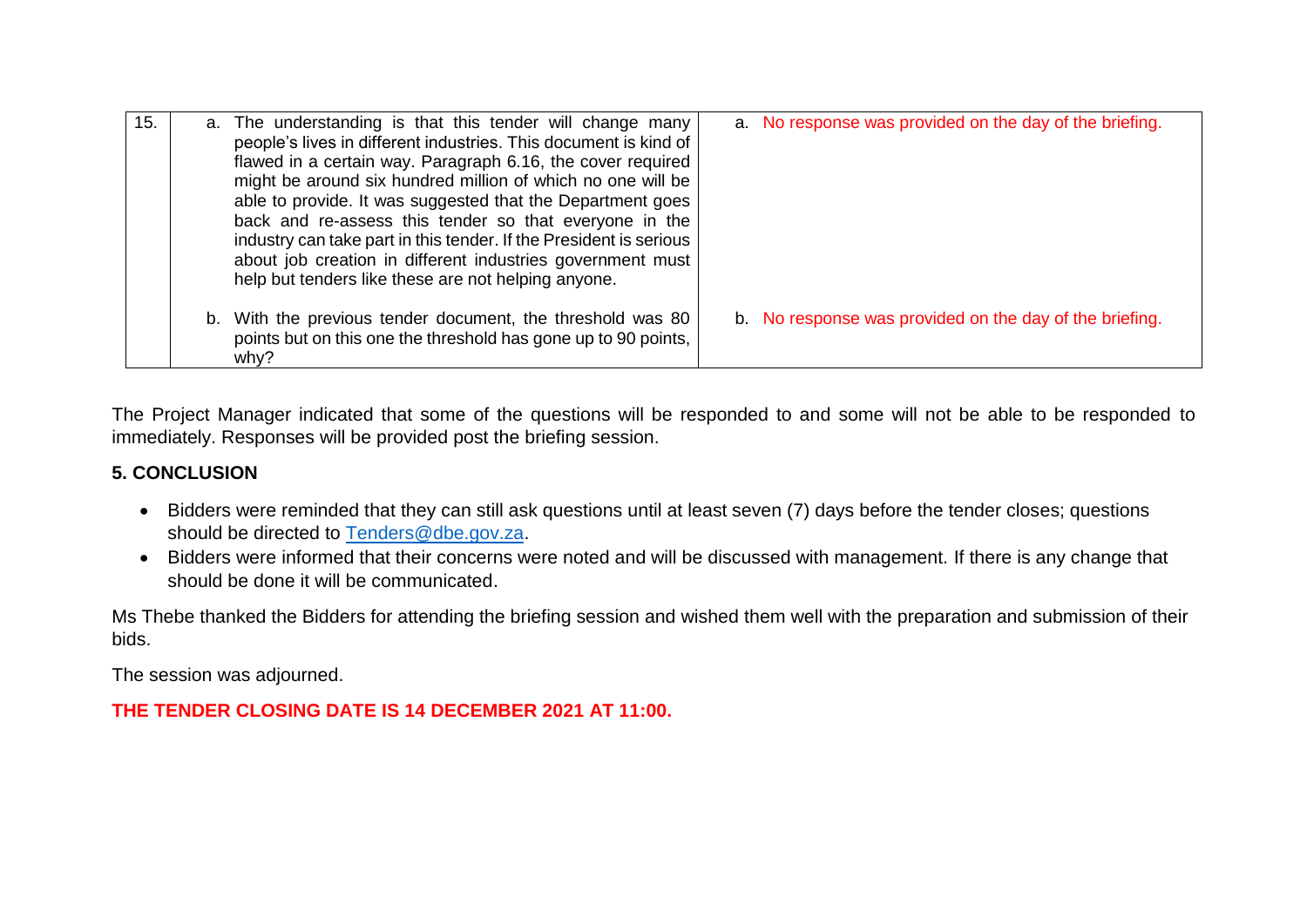| | | |
|---|---|---|
| 15. | a. The understanding is that this tender will change many people's lives in different industries. This document is kind of flawed in a certain way. Paragraph 6.16, the cover required might be around six hundred million of which no one will be able to provide. It was suggested that the Department goes back and re-assess this tender so that everyone in the industry can take part in this tender. If the President is serious about job creation in different industries government must help but tenders like these are not helping anyone.<br><br>b. With the previous tender document, the threshold was 80 points but on this one the threshold has gone up to 90 points, why? | a. No response was provided on the day of the briefing.<br><br>b. No response was provided on the day of the briefing. |

The Project Manager indicated that some of the questions will be responded to and some will not be able to be responded to immediately. Responses will be provided post the briefing session.

**5. CONCLUSION**

- Bidders were reminded that they can still ask questions until at least seven (7) days before the tender closes; questions should be directed to Tenders@dbe.gov.za.
- Bidders were informed that their concerns were noted and will be discussed with management. If there is any change that should be done it will be communicated.

Ms Thebe thanked the Bidders for attending the briefing session and wished them well with the preparation and submission of their bids.

The session was adjourned.

**THE TENDER CLOSING DATE IS 14 DECEMBER 2021 AT 11:00.**